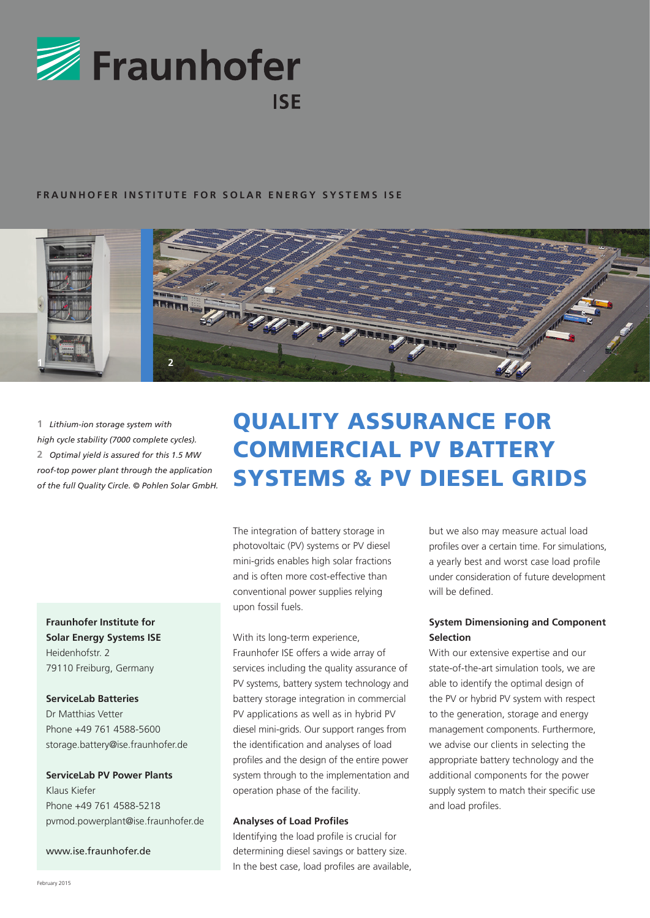Fraunhofer ISE

**FRAUNHOFER INSTITUTE FOR SOLAR ENERGY SYSTEMS ISE**

**1** *Lithium-ion storage system with high cycle stability (7000 complete cycles).*
**2** *Optimal yield is assured for this 1.5 MW roof-top power plant through the application of the full Quality Circle. © Pohlen Solar GmbH.*

# QUALITY ASSURANCE FOR COMMERCIAL PV BATTERY SYSTEMS & PV DIESEL GRIDS

**Fraunhofer Institute for Solar Energy Systems ISE**
Heidenhofstr. 2
79110 Freiburg, Germany

**ServiceLab Batteries**
Dr Matthias Vetter
Phone +49 761 4588-5600
storage.battery@ise.fraunhofer.de

**ServiceLab PV Power Plants**
Klaus Kiefer
Phone +49 761 4588-5218
pvmod.powerplant@ise.fraunhofer.de

www.ise.fraunhofer.de

The integration of battery storage in photovoltaic (PV) systems or PV diesel mini-grids enables high solar fractions and is often more cost-effective than conventional power supplies relying upon fossil fuels.

With its long-term experience, Fraunhofer ISE offers a wide array of services including the quality assurance of PV systems, battery system technology and battery storage integration in commercial PV applications as well as in hybrid PV diesel mini-grids. Our support ranges from the identification and analyses of load profiles and the design of the entire power system through to the implementation and operation phase of the facility.

### Analyses of Load Profiles

Identifying the load profile is crucial for determining diesel savings or battery size. In the best case, load profiles are available, but we also may measure actual load profiles over a certain time. For simulations, a yearly best and worst case load profile under consideration of future development will be defined.

### System Dimensioning and Component Selection

With our extensive expertise and our state-of-the-art simulation tools, we are able to identify the optimal design of the PV or hybrid PV system with respect to the generation, storage and energy management components. Furthermore, we advise our clients in selecting the appropriate battery technology and the additional components for the power supply system to match their specific use and load profiles.

February 2015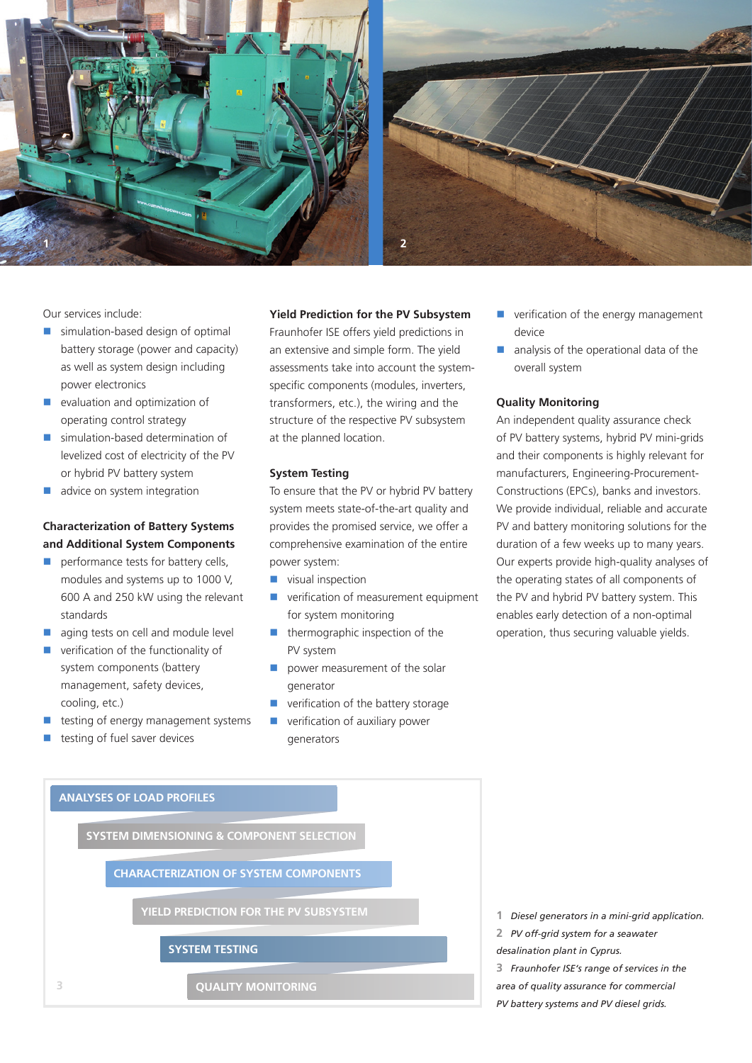Our services include:

- simulation-based design of optimal battery storage (power and capacity) as well as system design including power electronics
- evaluation and optimization of operating control strategy
- simulation-based determination of levelized cost of electricity of the PV or hybrid PV battery system
- advice on system integration

### Characterization of Battery Systems and Additional System Components

- performance tests for battery cells, modules and systems up to 1000 V, 600 A and 250 kW using the relevant standards
- aging tests on cell and module level
- verification of the functionality of system components (battery management, safety devices, cooling, etc.)
- testing of energy management systems
- testing of fuel saver devices

### Yield Prediction for the PV Subsystem

Fraunhofer ISE offers yield predictions in an extensive and simple form. The yield assessments take into account the system-specific components (modules, inverters, transformers, etc.), the wiring and the structure of the respective PV subsystem at the planned location.

### System Testing

To ensure that the PV or hybrid PV battery system meets state-of-the-art quality and provides the promised service, we offer a comprehensive examination of the entire power system:

- visual inspection
- verification of measurement equipment for system monitoring
- thermographic inspection of the PV system
- power measurement of the solar generator
- verification of the battery storage
- verification of auxiliary power generators
- verification of the energy management device
- analysis of the operational data of the overall system

### Quality Monitoring

An independent quality assurance check of PV battery systems, hybrid PV mini-grids and their components is highly relevant for manufacturers, Engineering-Procurement-Constructions (EPCs), banks and investors. We provide individual, reliable and accurate PV and battery monitoring solutions for the duration of a few weeks up to many years. Our experts provide high-quality analyses of the operating states of all components of the PV and hybrid PV battery system. This enables early detection of a non-optimal operation, thus securing valuable yields.

ANALYSES OF LOAD PROFILES

SYSTEM DIMENSIONING & COMPONENT SELECTION

CHARACTERIZATION OF SYSTEM COMPONENTS

YIELD PREDICTION FOR THE PV SUBSYSTEM

SYSTEM TESTING

QUALITY MONITORING

3

*1 Diesel generators in a mini-grid application.*

*2 PV off-grid system for a seawater desalination plant in Cyprus.*

*3 Fraunhofer ISE's range of services in the area of quality assurance for commercial PV battery systems and PV diesel grids.*